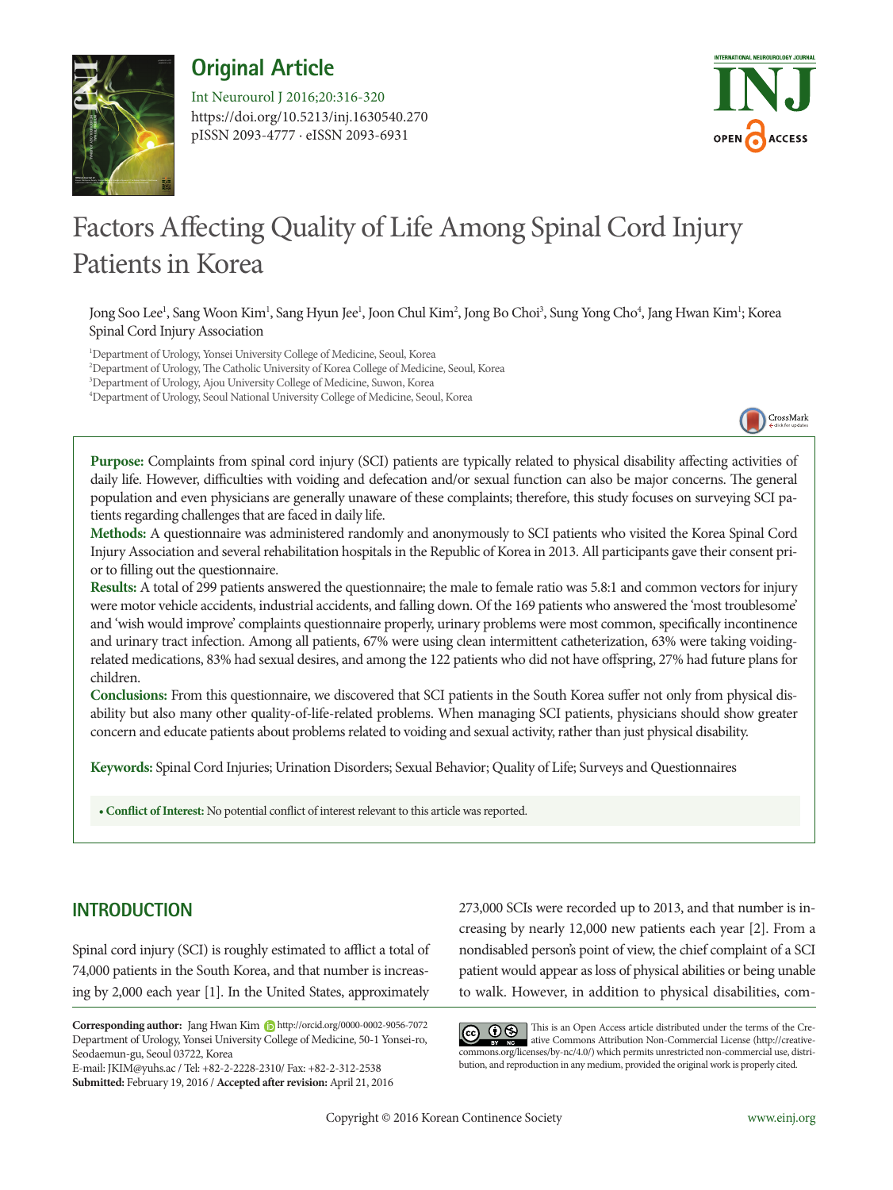Original Article

Int Neurourol J 2016;20:316-320
https://doi.org/10.5213/inj.1630540.270
pISSN 2093-4777 · eISSN 2093-6931

# Factors Affecting Quality of Life Among Spinal Cord Injury Patients in Korea

Jong Soo Lee[1], Sang Woon Kim[1], Sang Hyun Jee[1], Joon Chul Kim[2], Jong Bo Choi[3], Sung Yong Cho[4], Jang Hwan Kim[1]; Korea Spinal Cord Injury Association

[1]Department of Urology, Yonsei University College of Medicine, Seoul, Korea
[2]Department of Urology, The Catholic University of Korea College of Medicine, Seoul, Korea
[3]Department of Urology, Ajou University College of Medicine, Suwon, Korea
[4]Department of Urology, Seoul National University College of Medicine, Seoul, Korea

**Purpose:** Complaints from spinal cord injury (SCI) patients are typically related to physical disability affecting activities of daily life. However, difficulties with voiding and defecation and/or sexual function can also be major concerns. The general population and even physicians are generally unaware of these complaints; therefore, this study focuses on surveying SCI patients regarding challenges that are faced in daily life.

**Methods:** A questionnaire was administered randomly and anonymously to SCI patients who visited the Korea Spinal Cord Injury Association and several rehabilitation hospitals in the Republic of Korea in 2013. All participants gave their consent prior to filling out the questionnaire.

**Results:** A total of 299 patients answered the questionnaire; the male to female ratio was 5.8:1 and common vectors for injury were motor vehicle accidents, industrial accidents, and falling down. Of the 169 patients who answered the 'most troublesome' and 'wish would improve' complaints questionnaire properly, urinary problems were most common, specifically incontinence and urinary tract infection. Among all patients, 67% were using clean intermittent catheterization, 63% were taking voiding-related medications, 83% had sexual desires, and among the 122 patients who did not have offspring, 27% had future plans for children.

**Conclusions:** From this questionnaire, we discovered that SCI patients in the South Korea suffer not only from physical disability but also many other quality-of-life-related problems. When managing SCI patients, physicians should show greater concern and educate patients about problems related to voiding and sexual activity, rather than just physical disability.

**Keywords:** Spinal Cord Injuries; Urination Disorders; Sexual Behavior; Quality of Life; Surveys and Questionnaires

• **Conflict of Interest:** No potential conflict of interest relevant to this article was reported.

## INTRODUCTION

Spinal cord injury (SCI) is roughly estimated to afflict a total of 74,000 patients in the South Korea, and that number is increasing by 2,000 each year [1]. In the United States, approximately 273,000 SCIs were recorded up to 2013, and that number is increasing by nearly 12,000 new patients each year [2]. From a nondisabled person's point of view, the chief complaint of a SCI patient would appear as loss of physical abilities or being unable to walk. However, in addition to physical disabilities, com-

**Corresponding author:** Jang Hwan Kim http://orcid.org/0000-0002-9056-7072
Department of Urology, Yonsei University College of Medicine, 50-1 Yonsei-ro, Seodaemun-gu, Seoul 03722, Korea
E-mail: JKIM@yuhs.ac / Tel: +82-2-2228-2310/ Fax: +82-2-312-2538
**Submitted:** February 19, 2016 / **Accepted after revision:** April 21, 2016

This is an Open Access article distributed under the terms of the Creative Commons Attribution Non-Commercial License (http://creativecommons.org/licenses/by-nc/4.0/) which permits unrestricted non-commercial use, distribution, and reproduction in any medium, provided the original work is properly cited.

Copyright © 2016 Korean Continence Society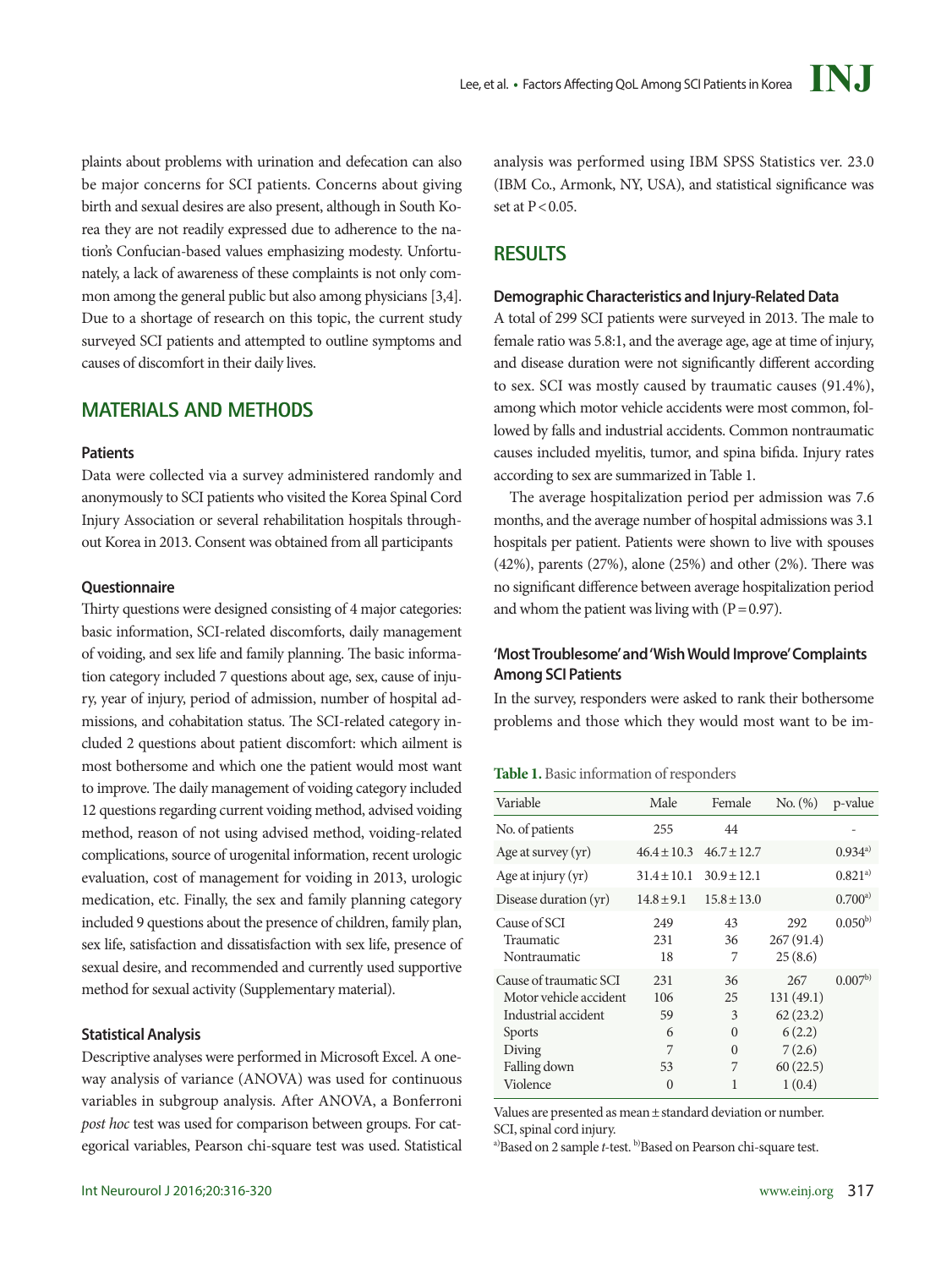plaints about problems with urination and defecation can also be major concerns for SCI patients. Concerns about giving birth and sexual desires are also present, although in South Korea they are not readily expressed due to adherence to the nation's Confucian-based values emphasizing modesty. Unfortunately, a lack of awareness of these complaints is not only common among the general public but also among physicians [3,4]. Due to a shortage of research on this topic, the current study surveyed SCI patients and attempted to outline symptoms and causes of discomfort in their daily lives.

## MATERIALS AND METHODS

### Patients

Data were collected via a survey administered randomly and anonymously to SCI patients who visited the Korea Spinal Cord Injury Association or several rehabilitation hospitals throughout Korea in 2013. Consent was obtained from all participants

### Questionnaire

Thirty questions were designed consisting of 4 major categories: basic information, SCI-related discomforts, daily management of voiding, and sex life and family planning. The basic information category included 7 questions about age, sex, cause of injury, year of injury, period of admission, number of hospital admissions, and cohabitation status. The SCI-related category included 2 questions about patient discomfort: which ailment is most bothersome and which one the patient would most want to improve. The daily management of voiding category included 12 questions regarding current voiding method, advised voiding method, reason of not using advised method, voiding-related complications, source of urogenital information, recent urologic evaluation, cost of management for voiding in 2013, urologic medication, etc. Finally, the sex and family planning category included 9 questions about the presence of children, family plan, sex life, satisfaction and dissatisfaction with sex life, presence of sexual desire, and recommended and currently used supportive method for sexual activity (Supplementary material).

### Statistical Analysis

Descriptive analyses were performed in Microsoft Excel. A one-way analysis of variance (ANOVA) was used for continuous variables in subgroup analysis. After ANOVA, a Bonferroni *post hoc* test was used for comparison between groups. For categorical variables, Pearson chi-square test was used. Statistical analysis was performed using IBM SPSS Statistics ver. 23.0 (IBM Co., Armonk, NY, USA), and statistical significance was set at $P < 0.05$.

## RESULTS

### Demographic Characteristics and Injury-Related Data

A total of 299 SCI patients were surveyed in 2013. The male to female ratio was 5.8:1, and the average age, age at time of injury, and disease duration were not significantly different according to sex. SCI was mostly caused by traumatic causes (91.4%), among which motor vehicle accidents were most common, followed by falls and industrial accidents. Common nontraumatic causes included myelitis, tumor, and spina bifida. Injury rates according to sex are summarized in Table 1.

The average hospitalization period per admission was 7.6 months, and the average number of hospital admissions was 3.1 hospitals per patient. Patients were shown to live with spouses (42%), parents (27%), alone (25%) and other (2%). There was no significant difference between average hospitalization period and whom the patient was living with ($P = 0.97$).

### 'Most Troublesome' and 'Wish Would Improve' Complaints Among SCI Patients

In the survey, responders were asked to rank their bothersome problems and those which they would most want to be im-

**Table 1.** Basic information of responders

| Variable | Male | Female | No. (%) | p-value |
|---|---|---|---|---|
| No. of patients | 255 | 44 | | - |
| Age at survey (yr) | 46.4 ± 10.3 | 46.7 ± 12.7 | | 0.934[a] |
| Age at injury (yr) | 31.4 ± 10.1 | 30.9 ± 12.1 | | 0.821[a] |
| Disease duration (yr) | 14.8 ± 9.1 | 15.8 ± 13.0 | | 0.700[a] |
| Cause of SCI | 249 | 43 | 292 | 0.050[b] |
| Traumatic | 231 | 36 | 267 (91.4) | |
| Nontraumatic | 18 | 7 | 25 (8.6) | |
| Cause of traumatic SCI | 231 | 36 | 267 | 0.007[b] |
| Motor vehicle accident | 106 | 25 | 131 (49.1) | |
| Industrial accident | 59 | 3 | 62 (23.2) | |
| Sports | 6 | 0 | 6 (2.2) | |
| Diving | 7 | 0 | 7 (2.6) | |
| Falling down | 53 | 7 | 60 (22.5) | |
| Violence | 0 | 1 | 1 (0.4) | |

Values are presented as mean ± standard deviation or number.
SCI, spinal cord injury.
[a]Based on 2 sample *t*-test. [b]Based on Pearson chi-square test.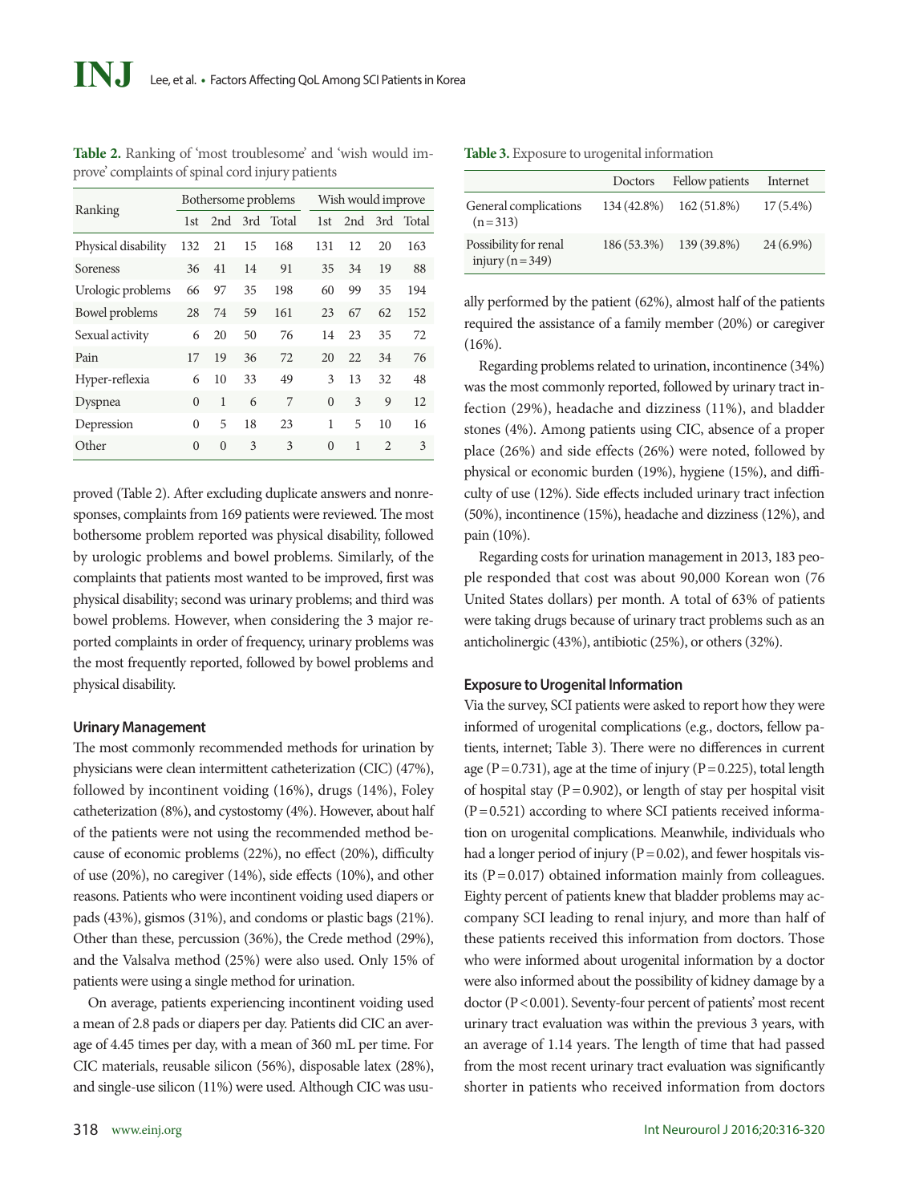**Table 2.** Ranking of 'most troublesome' and 'wish would improve' complaints of spinal cord injury patients

| Ranking | Bothersome problems | | | | Wish would improve | | | |
|---|---|---|---|---|---|---|---|---|
| | 1st | 2nd | 3rd | Total | 1st | 2nd | 3rd | Total |
| Physical disability | 132 | 21 | 15 | 168 | 131 | 12 | 20 | 163 |
| Soreness | 36 | 41 | 14 | 91 | 35 | 34 | 19 | 88 |
| Urologic problems | 66 | 97 | 35 | 198 | 60 | 99 | 35 | 194 |
| Bowel problems | 28 | 74 | 59 | 161 | 23 | 67 | 62 | 152 |
| Sexual activity | 6 | 20 | 50 | 76 | 14 | 23 | 35 | 72 |
| Pain | 17 | 19 | 36 | 72 | 20 | 22 | 34 | 76 |
| Hyper-reflexia | 6 | 10 | 33 | 49 | 3 | 13 | 32 | 48 |
| Dyspnea | 0 | 1 | 6 | 7 | 0 | 3 | 9 | 12 |
| Depression | 0 | 5 | 18 | 23 | 1 | 5 | 10 | 16 |
| Other | 0 | 0 | 3 | 3 | 0 | 1 | 2 | 3 |

proved (Table 2). After excluding duplicate answers and nonresponses, complaints from 169 patients were reviewed. The most bothersome problem reported was physical disability, followed by urologic problems and bowel problems. Similarly, of the complaints that patients most wanted to be improved, first was physical disability; second was urinary problems; and third was bowel problems. However, when considering the 3 major reported complaints in order of frequency, urinary problems was the most frequently reported, followed by bowel problems and physical disability.

### Urinary Management

The most commonly recommended methods for urination by physicians were clean intermittent catheterization (CIC) (47%), followed by incontinent voiding (16%), drugs (14%), Foley catheterization (8%), and cystostomy (4%). However, about half of the patients were not using the recommended method because of economic problems (22%), no effect (20%), difficulty of use (20%), no caregiver (14%), side effects (10%), and other reasons. Patients who were incontinent voiding used diapers or pads (43%), gismos (31%), and condoms or plastic bags (21%). Other than these, percussion (36%), the Crede method (29%), and the Valsalva method (25%) were also used. Only 15% of patients were using a single method for urination.

On average, patients experiencing incontinent voiding used a mean of 2.8 pads or diapers per day. Patients did CIC an average of 4.45 times per day, with a mean of 360 mL per time. For CIC materials, reusable silicon (56%), disposable latex (28%), and single-use silicon (11%) were used. Although CIC was usually performed by the patient (62%), almost half of the patients required the assistance of a family member (20%) or caregiver (16%).

Regarding problems related to urination, incontinence (34%) was the most commonly reported, followed by urinary tract infection (29%), headache and dizziness (11%), and bladder stones (4%). Among patients using CIC, absence of a proper place (26%) and side effects (26%) were noted, followed by physical or economic burden (19%), hygiene (15%), and difficulty of use (12%). Side effects included urinary tract infection (50%), incontinence (15%), headache and dizziness (12%), and pain (10%).

Regarding costs for urination management in 2013, 183 people responded that cost was about 90,000 Korean won (76 United States dollars) per month. A total of 63% of patients were taking drugs because of urinary tract problems such as an anticholinergic (43%), antibiotic (25%), or others (32%).

**Table 3.** Exposure to urogenital information

| | Doctors | Fellow patients | Internet |
|---|---|---|---|
| General complications (n=313) | 134 (42.8%) | 162 (51.8%) | 17 (5.4%) |
| Possibility for renal injury (n=349) | 186 (53.3%) | 139 (39.8%) | 24 (6.9%) |

### Exposure to Urogenital Information

Via the survey, SCI patients were asked to report how they were informed of urogenital complications (e.g., doctors, fellow patients, internet; Table 3). There were no differences in current age ($P=0.731$), age at the time of injury ($P=0.225$), total length of hospital stay ($P=0.902$), or length of stay per hospital visit ($P=0.521$) according to where SCI patients received information on urogenital complications. Meanwhile, individuals who had a longer period of injury ($P=0.02$), and fewer hospitals visits ($P=0.017$) obtained information mainly from colleagues. Eighty percent of patients knew that bladder problems may accompany SCI leading to renal injury, and more than half of these patients received this information from doctors. Those who were informed about urogenital information by a doctor were also informed about the possibility of kidney damage by a doctor ($P<0.001$). Seventy-four percent of patients' most recent urinary tract evaluation was within the previous 3 years, with an average of 1.14 years. The length of time that had passed from the most recent urinary tract evaluation was significantly shorter in patients who received information from doctors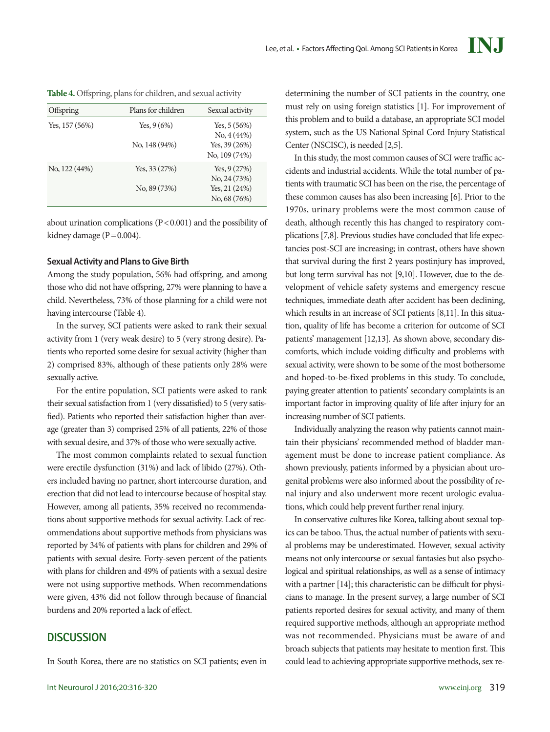**Table 4.** Offspring, plans for children, and sexual activity

| Offspring | Plans for children | Sexual activity |
|---|---|---|
| Yes, 157 (56%) | Yes, 9 (6%) | Yes, 5 (56%) |
| | | No, 4 (44%) |
| | No, 148 (94%) | Yes, 39 (26%) |
| | | No, 109 (74%) |
| No, 122 (44%) | Yes, 33 (27%) | Yes, 9 (27%) |
| | | No, 24 (73%) |
| | No, 89 (73%) | Yes, 21 (24%) |
| | | No, 68 (76%) |

about urination complications ($P<0.001$) and the possibility of kidney damage ($P=0.004$).

### Sexual Activity and Plans to Give Birth

Among the study population, 56% had offspring, and among those who did not have offspring, 27% were planning to have a child. Nevertheless, 73% of those planning for a child were not having intercourse (Table 4).

In the survey, SCI patients were asked to rank their sexual activity from 1 (very weak desire) to 5 (very strong desire). Patients who reported some desire for sexual activity (higher than 2) comprised 83%, although of these patients only 28% were sexually active.

For the entire population, SCI patients were asked to rank their sexual satisfaction from 1 (very dissatisfied) to 5 (very satisfied). Patients who reported their satisfaction higher than average (greater than 3) comprised 25% of all patients, 22% of those with sexual desire, and 37% of those who were sexually active.

The most common complaints related to sexual function were erectile dysfunction (31%) and lack of libido (27%). Others included having no partner, short intercourse duration, and erection that did not lead to intercourse because of hospital stay. However, among all patients, 35% received no recommendations about supportive methods for sexual activity. Lack of recommendations about supportive methods from physicians was reported by 34% of patients with plans for children and 29% of patients with sexual desire. Forty-seven percent of the patients with plans for children and 49% of patients with a sexual desire were not using supportive methods. When recommendations were given, 43% did not follow through because of financial burdens and 20% reported a lack of effect.

## DISCUSSION

In South Korea, there are no statistics on SCI patients; even in determining the number of SCI patients in the country, one must rely on using foreign statistics [1]. For improvement of this problem and to build a database, an appropriate SCI model system, such as the US National Spinal Cord Injury Statistical Center (NSCISC), is needed [2,5].

In this study, the most common causes of SCI were traffic accidents and industrial accidents. While the total number of patients with traumatic SCI has been on the rise, the percentage of these common causes has also been increasing [6]. Prior to the 1970s, urinary problems were the most common cause of death, although recently this has changed to respiratory complications [7,8]. Previous studies have concluded that life expectancies post-SCI are increasing; in contrast, others have shown that survival during the first 2 years postinjury has improved, but long term survival has not [9,10]. However, due to the development of vehicle safety systems and emergency rescue techniques, immediate death after accident has been declining, which results in an increase of SCI patients [8,11]. In this situation, quality of life has become a criterion for outcome of SCI patients' management [12,13]. As shown above, secondary discomforts, which include voiding difficulty and problems with sexual activity, were shown to be some of the most bothersome and hoped-to-be-fixed problems in this study. To conclude, paying greater attention to patients' secondary complaints is an important factor in improving quality of life after injury for an increasing number of SCI patients.

Individually analyzing the reason why patients cannot maintain their physicians' recommended method of bladder management must be done to increase patient compliance. As shown previously, patients informed by a physician about urogenital problems were also informed about the possibility of renal injury and also underwent more recent urologic evaluations, which could help prevent further renal injury.

In conservative cultures like Korea, talking about sexual topics can be taboo. Thus, the actual number of patients with sexual problems may be underestimated. However, sexual activity means not only intercourse or sexual fantasies but also psychological and spiritual relationships, as well as a sense of intimacy with a partner [14]; this characteristic can be difficult for physicians to manage. In the present survey, a large number of SCI patients reported desires for sexual activity, and many of them required supportive methods, although an appropriate method was not recommended. Physicians must be aware of and broach subjects that patients may hesitate to mention first. This could lead to achieving appropriate supportive methods, sex re-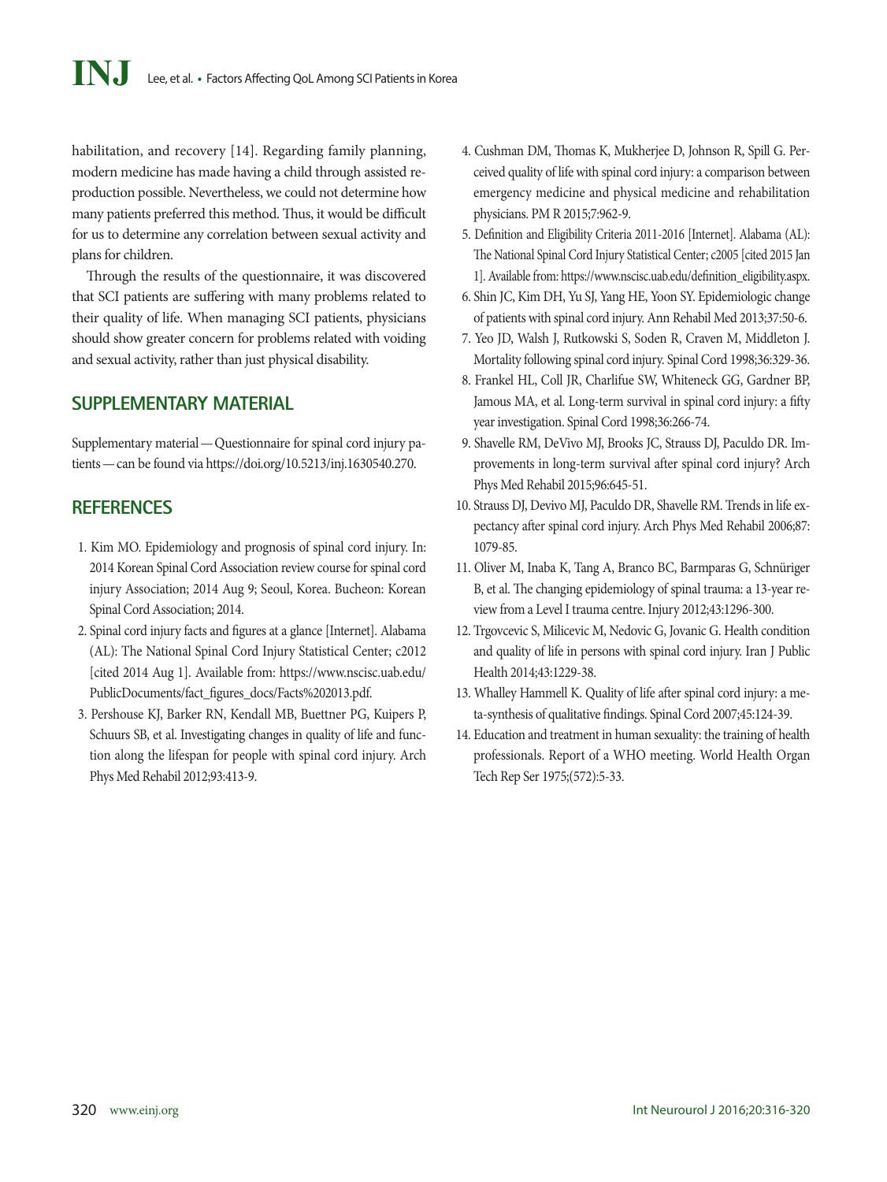habilitation, and recovery [14]. Regarding family planning, modern medicine has made having a child through assisted reproduction possible. Nevertheless, we could not determine how many patients preferred this method. Thus, it would be difficult for us to determine any correlation between sexual activity and plans for children.

Through the results of the questionnaire, it was discovered that SCI patients are suffering with many problems related to their quality of life. When managing SCI patients, physicians should show greater concern for problems related with voiding and sexual activity, rather than just physical disability.

## SUPPLEMENTARY MATERIAL

Supplementary material — Questionnaire for spinal cord injury patients — can be found via https://doi.org/10.5213/inj.1630540.270.

## REFERENCES

1. Kim MO. Epidemiology and prognosis of spinal cord injury. In: 2014 Korean Spinal Cord Association review course for spinal cord injury Association; 2014 Aug 9; Seoul, Korea. Bucheon: Korean Spinal Cord Association; 2014.
2. Spinal cord injury facts and figures at a glance [Internet]. Alabama (AL): The National Spinal Cord Injury Statistical Center; c2012 [cited 2014 Aug 1]. Available from: https://www.nscisc.uab.edu/PublicDocuments/fact_figures_docs/Facts%202013.pdf.
3. Pershouse KJ, Barker RN, Kendall MB, Buettner PG, Kuipers P, Schuurs SB, et al. Investigating changes in quality of life and function along the lifespan for people with spinal cord injury. Arch Phys Med Rehabil 2012;93:413-9.
4. Cushman DM, Thomas K, Mukherjee D, Johnson R, Spill G. Perceived quality of life with spinal cord injury: a comparison between emergency medicine and physical medicine and rehabilitation physicians. PM R 2015;7:962-9.
5. Definition and Eligibility Criteria 2011-2016 [Internet]. Alabama (AL): The National Spinal Cord Injury Statistical Center; c2005 [cited 2015 Jan 1]. Available from: https://www.nscisc.uab.edu/definition_eligibility.aspx.
6. Shin JC, Kim DH, Yu SJ, Yang HE, Yoon SY. Epidemiologic change of patients with spinal cord injury. Ann Rehabil Med 2013;37:50-6.
7. Yeo JD, Walsh J, Rutkowski S, Soden R, Craven M, Middleton J. Mortality following spinal cord injury. Spinal Cord 1998;36:329-36.
8. Frankel HL, Coll JR, Charlifue SW, Whiteneck GG, Gardner BP, Jamous MA, et al. Long-term survival in spinal cord injury: a fifty year investigation. Spinal Cord 1998;36:266-74.
9. Shavelle RM, DeVivo MJ, Brooks JC, Strauss DJ, Paculdo DR. Improvements in long-term survival after spinal cord injury? Arch Phys Med Rehabil 2015;96:645-51.
10. Strauss DJ, Devivo MJ, Paculdo DR, Shavelle RM. Trends in life expectancy after spinal cord injury. Arch Phys Med Rehabil 2006;87:1079-85.
11. Oliver M, Inaba K, Tang A, Branco BC, Barmparas G, Schnüriger B, et al. The changing epidemiology of spinal trauma: a 13-year review from a Level I trauma centre. Injury 2012;43:1296-300.
12. Trgovcevic S, Milicevic M, Nedovic G, Jovanic G. Health condition and quality of life in persons with spinal cord injury. Iran J Public Health 2014;43:1229-38.
13. Whalley Hammell K. Quality of life after spinal cord injury: a meta-synthesis of qualitative findings. Spinal Cord 2007;45:124-39.
14. Education and treatment in human sexuality: the training of health professionals. Report of a WHO meeting. World Health Organ Tech Rep Ser 1975;(572):5-33.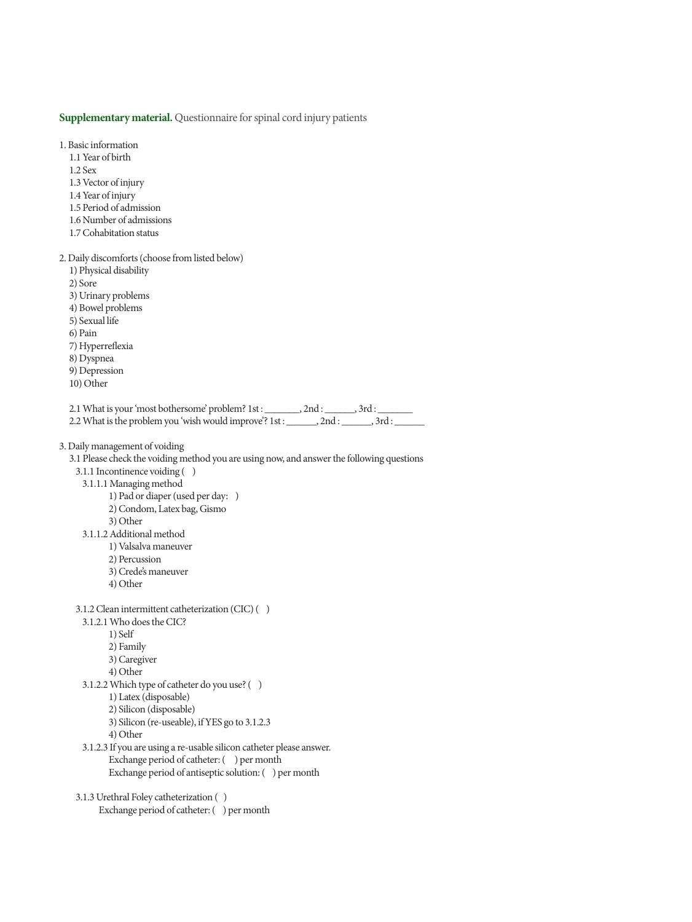**Supplementary material.** Questionnaire for spinal cord injury patients

1. Basic information
   - 1.1 Year of birth
   - 1.2 Sex
   - 1.3 Vector of injury
   - 1.4 Year of injury
   - 1.5 Period of admission
   - 1.6 Number of admissions
   - 1.7 Cohabitation status

2. Daily discomforts (choose from listed below)
   - 1) Physical disability
   - 2) Sore
   - 3) Urinary problems
   - 4) Bowel problems
   - 5) Sexual life
   - 6) Pain
   - 7) Hyperreflexia
   - 8) Dyspnea
   - 9) Depression
   - 10) Other

   2.1 What is your 'most bothersome' problem? 1st : _______, 2nd : ______, 3rd : _______

   2.2 What is the problem you 'wish would improve'? 1st : ______, 2nd : ______, 3rd : ______

3. Daily management of voiding
   - 3.1 Please check the voiding method you are using now, and answer the following questions
     - 3.1.1 Incontinence voiding ( )
       - 3.1.1.1 Managing method
         - 1) Pad or diaper (used per day: )
         - 2) Condom, Latex bag, Gismo
         - 3) Other
       - 3.1.1.2 Additional method
         - 1) Valsalva maneuver
         - 2) Percussion
         - 3) Crede's maneuver
         - 4) Other

     - 3.1.2 Clean intermittent catheterization (CIC) ( )
       - 3.1.2.1 Who does the CIC?
         - 1) Self
         - 2) Family
         - 3) Caregiver
         - 4) Other
       - 3.1.2.2 Which type of catheter do you use? ( )
         - 1) Latex (disposable)
         - 2) Silicon (disposable)
         - 3) Silicon (re-useable), if YES go to 3.1.2.3
         - 4) Other
       - 3.1.2.3 If you are using a re-usable silicon catheter please answer.
         - Exchange period of catheter: ( ) per month
         - Exchange period of antiseptic solution: ( ) per month

     - 3.1.3 Urethral Foley catheterization ( )
       - Exchange period of catheter: ( ) per month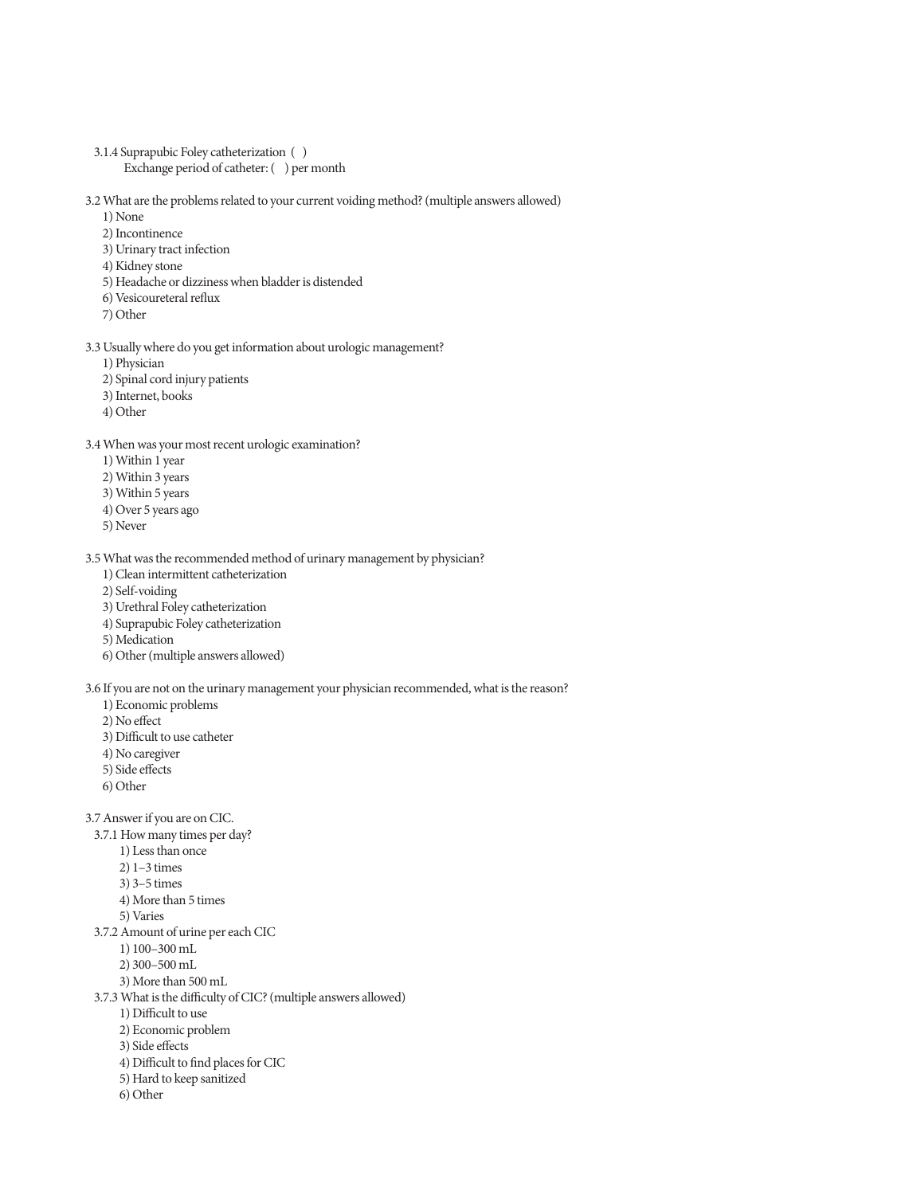3.1.4 Suprapubic Foley catheterization ( )

Exchange period of catheter: ( ) per month

3.2 What are the problems related to your current voiding method? (multiple answers allowed)

1) None
2) Incontinence
3) Urinary tract infection
4) Kidney stone
5) Headache or dizziness when bladder is distended
6) Vesicoureteral reflux
7) Other

3.3 Usually where do you get information about urologic management?

1) Physician
2) Spinal cord injury patients
3) Internet, books
4) Other

3.4 When was your most recent urologic examination?

1) Within 1 year
2) Within 3 years
3) Within 5 years
4) Over 5 years ago
5) Never

3.5 What was the recommended method of urinary management by physician?

1) Clean intermittent catheterization
2) Self-voiding
3) Urethral Foley catheterization
4) Suprapubic Foley catheterization
5) Medication
6) Other (multiple answers allowed)

3.6 If you are not on the urinary management your physician recommended, what is the reason?

1) Economic problems
2) No effect
3) Difficult to use catheter
4) No caregiver
5) Side effects
6) Other

3.7 Answer if you are on CIC.

3.7.1 How many times per day?

1) Less than once
2) 1–3 times
3) 3–5 times
4) More than 5 times
5) Varies

3.7.2 Amount of urine per each CIC

1) 100–300 mL
2) 300–500 mL
3) More than 500 mL

3.7.3 What is the difficulty of CIC? (multiple answers allowed)

1) Difficult to use
2) Economic problem
3) Side effects
4) Difficult to find places for CIC
5) Hard to keep sanitized
6) Other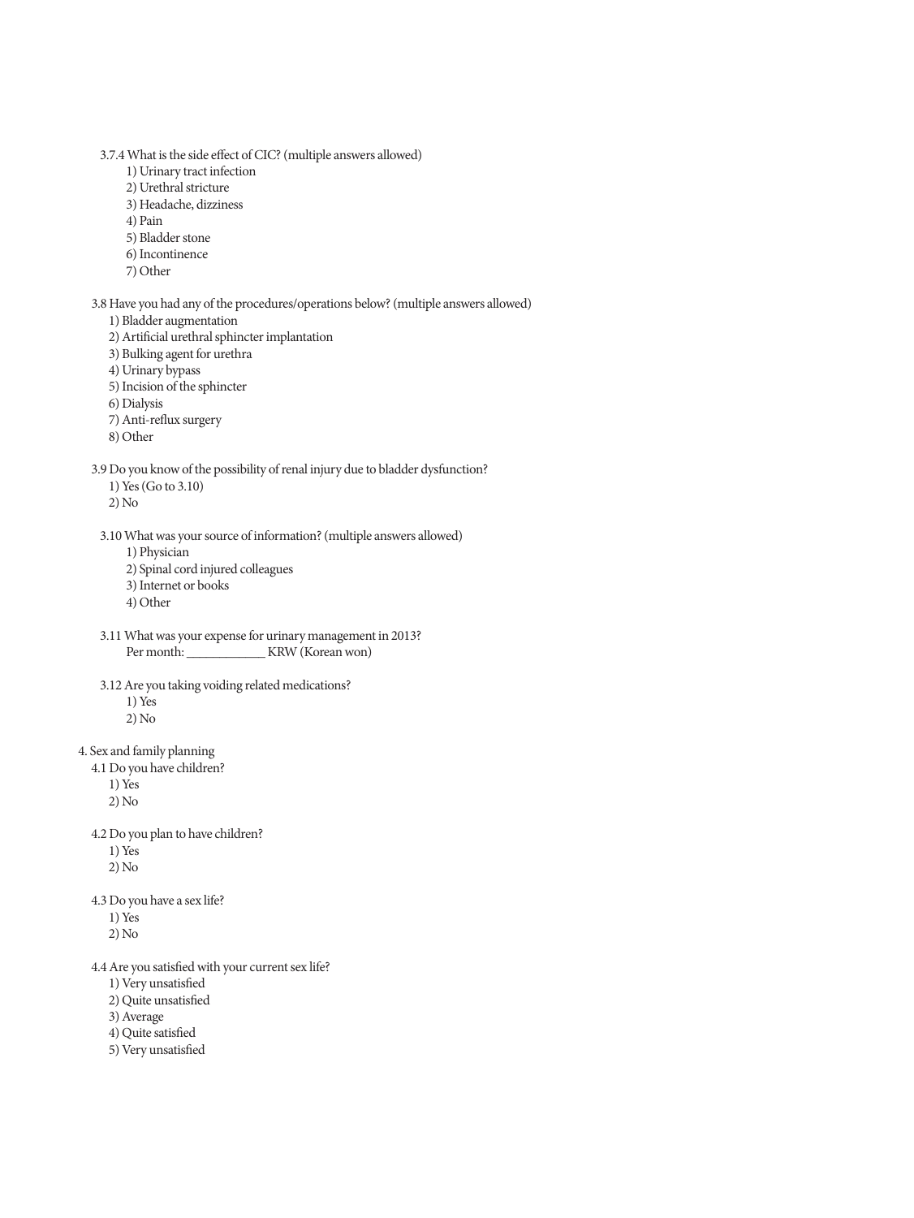3.7.4 What is the side effect of CIC? (multiple answers allowed)

1) Urinary tract infection
2) Urethral stricture
3) Headache, dizziness
4) Pain
5) Bladder stone
6) Incontinence
7) Other

3.8 Have you had any of the procedures/operations below? (multiple answers allowed)

1) Bladder augmentation
2) Artificial urethral sphincter implantation
3) Bulking agent for urethra
4) Urinary bypass
5) Incision of the sphincter
6) Dialysis
7) Anti-reflux surgery
8) Other

3.9 Do you know of the possibility of renal injury due to bladder dysfunction?

1) Yes (Go to 3.10)
2) No

3.10 What was your source of information? (multiple answers allowed)

1) Physician
2) Spinal cord injured colleagues
3) Internet or books
4) Other

3.11 What was your expense for urinary management in 2013?

Per month: ____________ KRW (Korean won)

3.12 Are you taking voiding related medications?

1) Yes
2) No

4. Sex and family planning

4.1 Do you have children?

1) Yes
2) No

4.2 Do you plan to have children?

1) Yes
2) No

4.3 Do you have a sex life?

1) Yes
2) No

4.4 Are you satisfied with your current sex life?

1) Very unsatisfied
2) Quite unsatisfied
3) Average
4) Quite satisfied
5) Very unsatisfied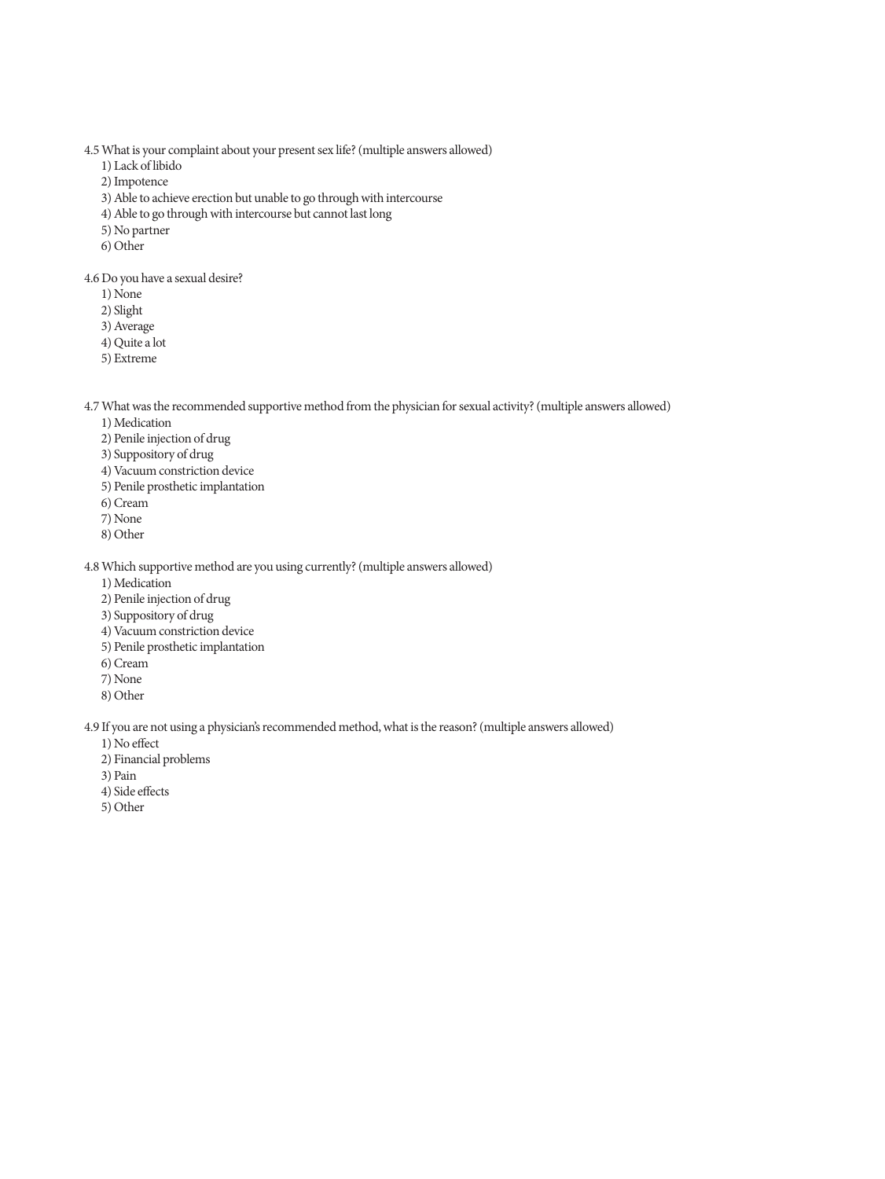4.5 What is your complaint about your present sex life? (multiple answers allowed)

1) Lack of libido
2) Impotence
3) Able to achieve erection but unable to go through with intercourse
4) Able to go through with intercourse but cannot last long
5) No partner
6) Other

4.6 Do you have a sexual desire?

1) None
2) Slight
3) Average
4) Quite a lot
5) Extreme

4.7 What was the recommended supportive method from the physician for sexual activity? (multiple answers allowed)

1) Medication
2) Penile injection of drug
3) Suppository of drug
4) Vacuum constriction device
5) Penile prosthetic implantation
6) Cream
7) None
8) Other

4.8 Which supportive method are you using currently? (multiple answers allowed)

1) Medication
2) Penile injection of drug
3) Suppository of drug
4) Vacuum constriction device
5) Penile prosthetic implantation
6) Cream
7) None
8) Other

4.9 If you are not using a physician's recommended method, what is the reason? (multiple answers allowed)

1) No effect
2) Financial problems
3) Pain
4) Side effects
5) Other